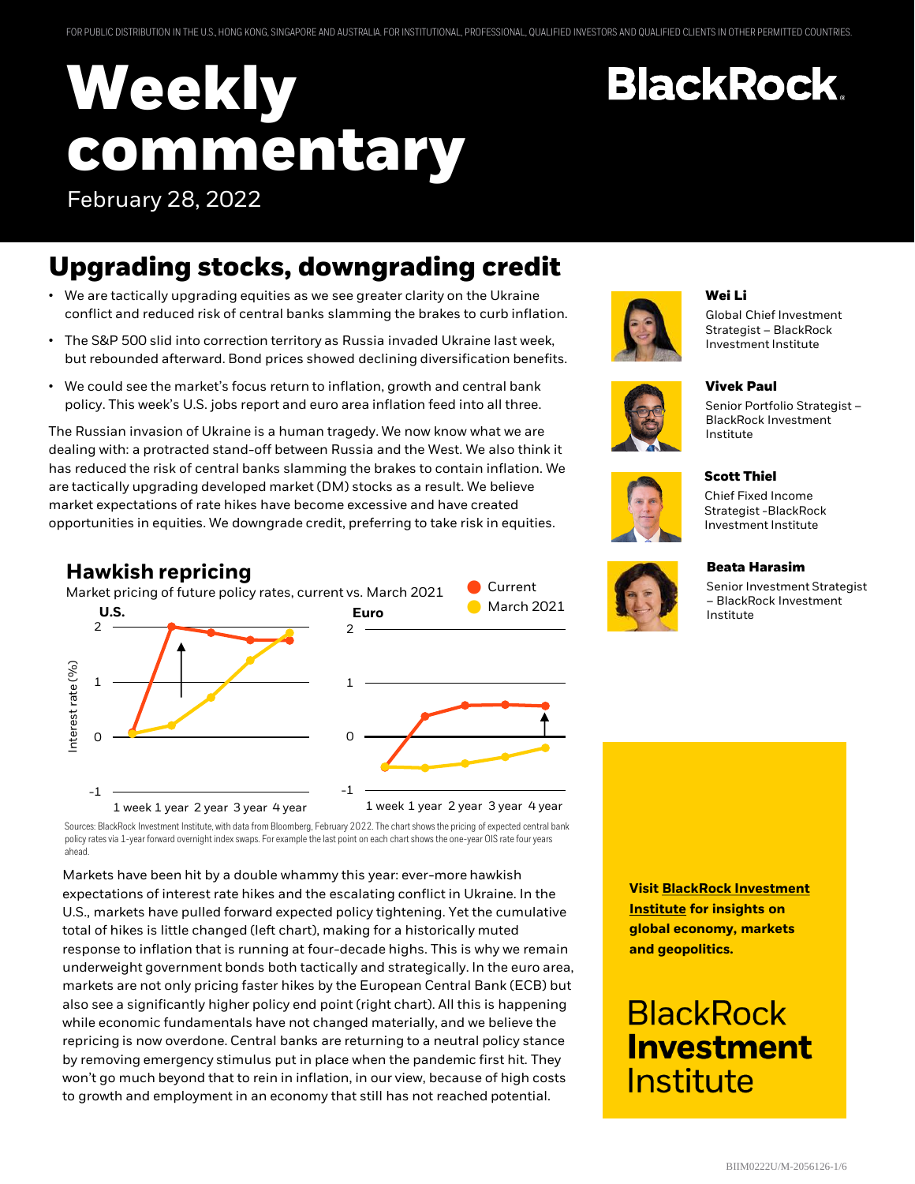FOR PUBLIC DISTRIBUTION IN THE U.S., HONG KONG, SINGAPORE AND AUSTRALIA. FOR INSTITUTIONAL, PROFESSIONAL, QUALIFIED INVESTORS AND QUALIFIED CLIENTS IN OTHER PERMITTED COUNTRIES.

# Weekly commentary

February 28, 2022

BlackRock

## Upgrading stocks, downgrading credit

- We are tactically upgrading equities as we see greater clarity on the Ukraine conflict and reduced risk of central banks slamming the brakes to curb inflation.
- The S&P 500 slid into correction territory as Russia invaded Ukraine last week, but rebounded afterward. Bond prices showed declining diversification benefits.
- We could see the market's focus return to inflation, growth and central bank policy. This week's U.S. jobs report and euro area inflation feed into all three.

The Russian invasion of Ukraine is a human tragedy. We now know what we are dealing with: a protracted stand-off between Russia and the West. We also think it has reduced the risk of central banks slamming the brakes to contain inflation. We are tactically upgrading developed market (DM) stocks as a result. We believe market expectations of rate hikes have become excessive and have created opportunities in equities. We downgrade credit, preferring to take risk in equities.

**Wei Li**
Global Chief Investment Strategist – BlackRock Investment Institute

**Vivek Paul**
Senior Portfolio Strategist – BlackRock Investment Institute

**Scott Thiel**
Chief Fixed Income Strategist -BlackRock Investment Institute

**Beata Harasim**
Senior Investment Strategist – BlackRock Investment Institute

### Hawkish repricing

Market pricing of future policy rates, current vs. March 2021

Sources: BlackRock Investment Institute, with data from Bloomberg, February 2022. The chart shows the pricing of expected central bank policy rates via 1-year forward overnight index swaps. For example the last point on each chart shows the one-year OIS rate four years ahead.

Markets have been hit by a double whammy this year: ever-more hawkish expectations of interest rate hikes and the escalating conflict in Ukraine. In the U.S., markets have pulled forward expected policy tightening. Yet the cumulative total of hikes is little changed (left chart), making for a historically muted response to inflation that is running at four-decade highs. This is why we remain underweight government bonds both tactically and strategically. In the euro area, markets are not only pricing faster hikes by the European Central Bank (ECB) but also see a significantly higher policy end point (right chart). All this is happening while economic fundamentals have not changed materially, and we believe the repricing is now overdone. Central banks are returning to a neutral policy stance by removing emergency stimulus put in place when the pandemic first hit. They won't go much beyond that to rein in inflation, in our view, because of high costs to growth and employment in an economy that still has not reached potential.

**Visit BlackRock Investment Institute for insights on global economy, markets and geopolitics.**

BlackRock **Investment** Institute

BIIM0222U/M-2056126-1/6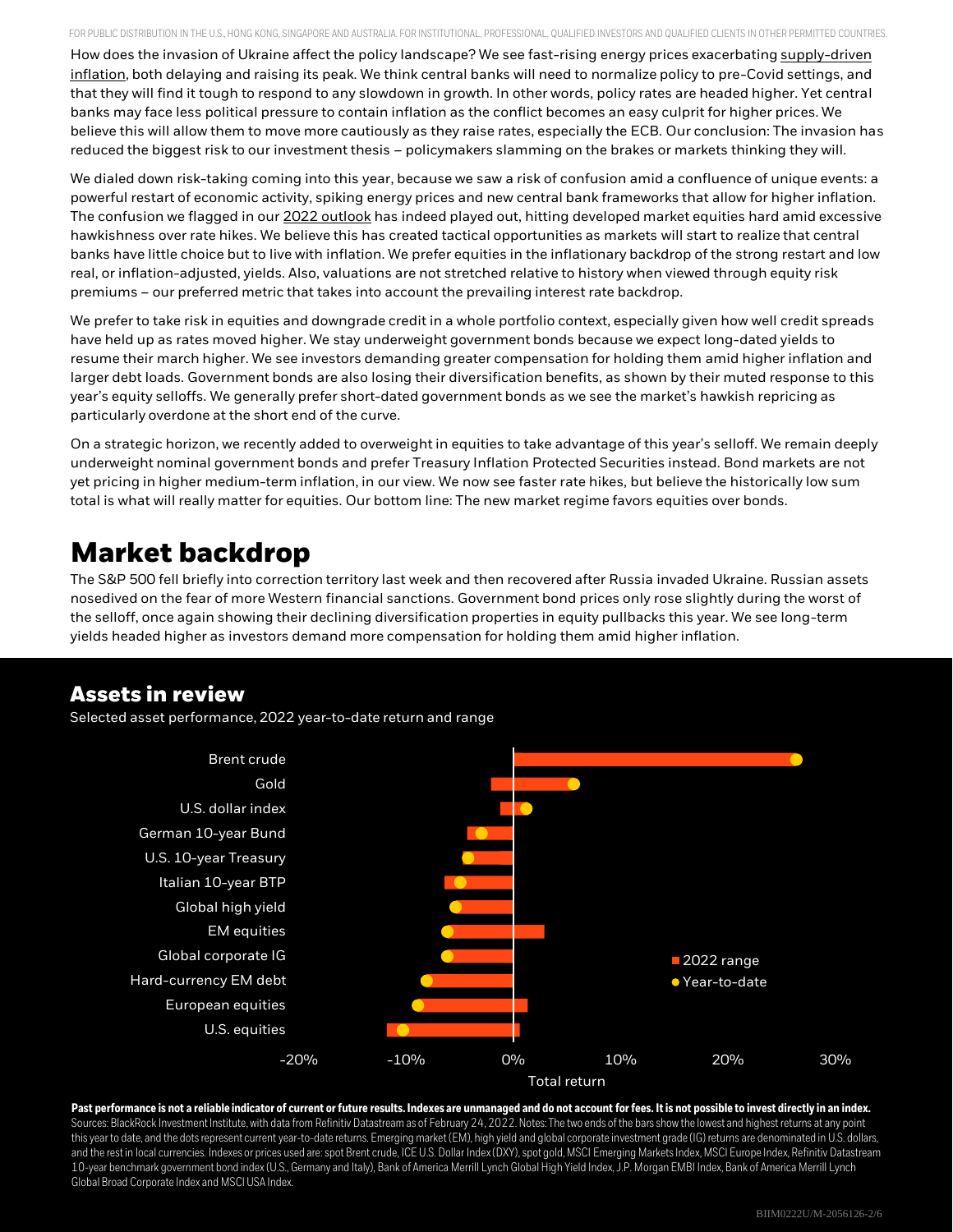How does the invasion of Ukraine affect the policy landscape? We see fast-rising energy prices exacerbating supply-driven inflation, both delaying and raising its peak. We think central banks will need to normalize policy to pre-Covid settings, and that they will find it tough to respond to any slowdown in growth. In other words, policy rates are headed higher. Yet central banks may face less political pressure to contain inflation as the conflict becomes an easy culprit for higher prices. We believe this will allow them to move more cautiously as they raise rates, especially the ECB. Our conclusion: The invasion has reduced the biggest risk to our investment thesis – policymakers slamming on the brakes or markets thinking they will.

We dialed down risk-taking coming into this year, because we saw a risk of confusion amid a confluence of unique events: a powerful restart of economic activity, spiking energy prices and new central bank frameworks that allow for higher inflation. The confusion we flagged in our 2022 outlook has indeed played out, hitting developed market equities hard amid excessive hawkishness over rate hikes. We believe this has created tactical opportunities as markets will start to realize that central banks have little choice but to live with inflation. We prefer equities in the inflationary backdrop of the strong restart and low real, or inflation-adjusted, yields. Also, valuations are not stretched relative to history when viewed through equity risk premiums – our preferred metric that takes into account the prevailing interest rate backdrop.

We prefer to take risk in equities and downgrade credit in a whole portfolio context, especially given how well credit spreads have held up as rates moved higher. We stay underweight government bonds because we expect long-dated yields to resume their march higher. We see investors demanding greater compensation for holding them amid higher inflation and larger debt loads. Government bonds are also losing their diversification benefits, as shown by their muted response to this year's equity selloffs. We generally prefer short-dated government bonds as we see the market's hawkish repricing as particularly overdone at the short end of the curve.

On a strategic horizon, we recently added to overweight in equities to take advantage of this year's selloff. We remain deeply underweight nominal government bonds and prefer Treasury Inflation Protected Securities instead. Bond markets are not yet pricing in higher medium-term inflation, in our view. We now see faster rate hikes, but believe the historically low sum total is what will really matter for equities. Our bottom line: The new market regime favors equities over bonds.

# Market backdrop

The S&P 500 fell briefly into correction territory last week and then recovered after Russia invaded Ukraine. Russian assets nosedived on the fear of more Western financial sanctions. Government bond prices only rose slightly during the worst of the selloff, once again showing their declining diversification properties in equity pullbacks this year. We see long-term yields headed higher as investors demand more compensation for holding them amid higher inflation.

## Assets in review

Selected asset performance, 2022 year-to-date return and range

**Past performance is not a reliable indicator of current or future results. Indexes are unmanaged and do not account for fees. It is not possible to invest directly in an index.** Sources: BlackRock Investment Institute, with data from Refinitiv Datastream as of February 24, 2022. Notes: The two ends of the bars show the lowest and highest returns at any point this year to date, and the dots represent current year-to-date returns. Emerging market (EM), high yield and global corporate investment grade (IG) returns are denominated in U.S. dollars, and the rest in local currencies. Indexes or prices used are: spot Brent crude, ICE U.S. Dollar Index (DXY), spot gold, MSCI Emerging Markets Index, MSCI Europe Index, Refinitiv Datastream 10-year benchmark government bond index (U.S., Germany and Italy), Bank of America Merrill Lynch Global High Yield Index, J.P. Morgan EMBI Index, Bank of America Merrill Lynch Global Broad Corporate Index and MSCI USA Index.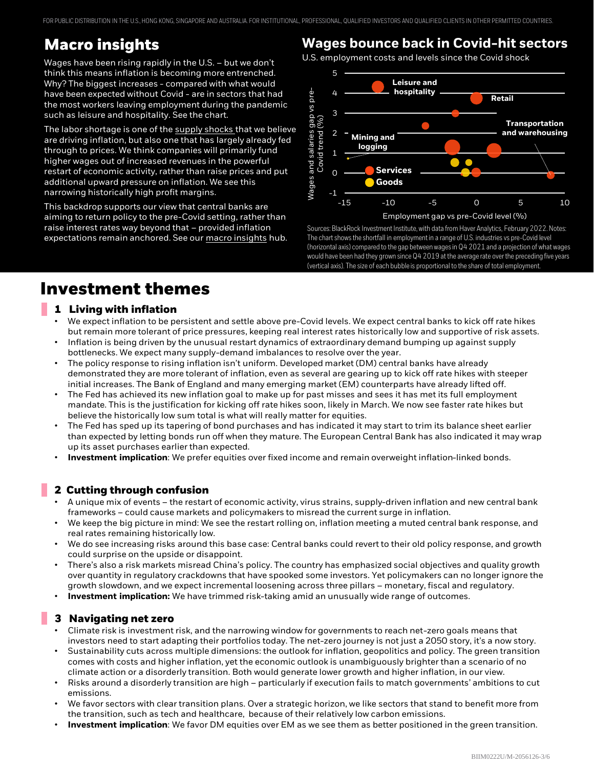## Macro insights

Wages have been rising rapidly in the U.S. – but we don't think this means inflation is becoming more entrenched. Why? The biggest increases - compared with what would have been expected without Covid - are in sectors that had the most workers leaving employment during the pandemic such as leisure and hospitality. See the chart.

The labor shortage is one of the supply shocks that we believe are driving inflation, but also one that has largely already fed through to prices. We think companies will primarily fund higher wages out of increased revenues in the powerful restart of economic activity, rather than raise prices and put additional upward pressure on inflation. We see this narrowing historically high profit margins.

This backdrop supports our view that central banks are aiming to return policy to the pre-Covid setting, rather than raise interest rates way beyond that – provided inflation expectations remain anchored. See our macro insights hub.

## Wages bounce back in Covid-hit sectors

U.S. employment costs and levels since the Covid shock

Sources: BlackRock Investment Institute, with data from Haver Analytics, February 2022. Notes: The chart shows the shortfall in employment in a range of U.S. industries vs pre-Covid level (horizontal axis) compared to the gap between wages in Q4 2021 and a projection of what wages would have been had they grown since Q4 2019 at the average rate over the preceding five years (vertical axis). The size of each bubble is proportional to the share of total employment.

# Investment themes

### 1 Living with inflation

- We expect inflation to be persistent and settle above pre-Covid levels. We expect central banks to kick off rate hikes but remain more tolerant of price pressures, keeping real interest rates historically low and supportive of risk assets.
- Inflation is being driven by the unusual restart dynamics of extraordinary demand bumping up against supply bottlenecks. We expect many supply-demand imbalances to resolve over the year.
- The policy response to rising inflation isn't uniform. Developed market (DM) central banks have already demonstrated they are more tolerant of inflation, even as several are gearing up to kick off rate hikes with steeper initial increases. The Bank of England and many emerging market (EM) counterparts have already lifted off.
- The Fed has achieved its new inflation goal to make up for past misses and sees it has met its full employment mandate. This is the justification for kicking off rate hikes soon, likely in March. We now see faster rate hikes but believe the historically low sum total is what will really matter for equities.
- The Fed has sped up its tapering of bond purchases and has indicated it may start to trim its balance sheet earlier than expected by letting bonds run off when they mature. The European Central Bank has also indicated it may wrap up its asset purchases earlier than expected.
- **Investment implication**: We prefer equities over fixed income and remain overweight inflation-linked bonds.

### 2 Cutting through confusion

- A unique mix of events – the restart of economic activity, virus strains, supply-driven inflation and new central bank frameworks – could cause markets and policymakers to misread the current surge in inflation.
- We keep the big picture in mind: We see the restart rolling on, inflation meeting a muted central bank response, and real rates remaining historically low.
- We do see increasing risks around this base case: Central banks could revert to their old policy response, and growth could surprise on the upside or disappoint.
- There's also a risk markets misread China's policy. The country has emphasized social objectives and quality growth over quantity in regulatory crackdowns that have spooked some investors. Yet policymakers can no longer ignore the growth slowdown, and we expect incremental loosening across three pillars – monetary, fiscal and regulatory.
- **Investment implication:** We have trimmed risk-taking amid an unusually wide range of outcomes.

### 3 Navigating net zero

- Climate risk is investment risk, and the narrowing window for governments to reach net-zero goals means that investors need to start adapting their portfolios today. The net-zero journey is not just a 2050 story, it's a now story.
- Sustainability cuts across multiple dimensions: the outlook for inflation, geopolitics and policy. The green transition comes with costs and higher inflation, yet the economic outlook is unambiguously brighter than a scenario of no climate action or a disorderly transition. Both would generate lower growth and higher inflation, in our view.
- Risks around a disorderly transition are high – particularly if execution fails to match governments' ambitions to cut emissions.
- We favor sectors with clear transition plans. Over a strategic horizon, we like sectors that stand to benefit more from the transition, such as tech and healthcare, because of their relatively low carbon emissions.
- **Investment implication**: We favor DM equities over EM as we see them as better positioned in the green transition.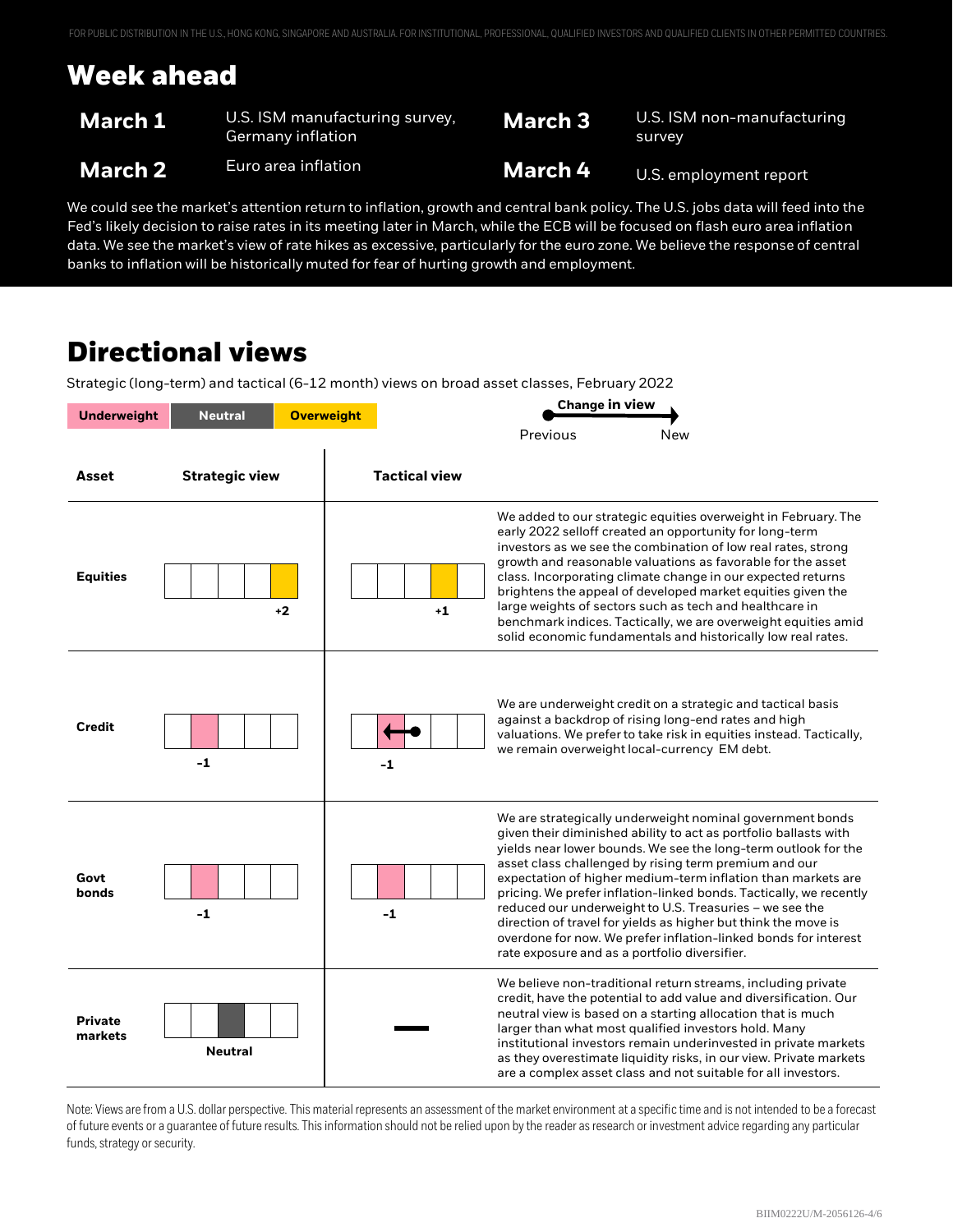## Week ahead

| | | | |
|---|---|---|---|
| **March 1** | U.S. ISM manufacturing survey, Germany inflation | **March 3** | U.S. ISM non-manufacturing survey |
| **March 2** | Euro area inflation | **March 4** | U.S. employment report |

We could see the market's attention return to inflation, growth and central bank policy. The U.S. jobs data will feed into the Fed's likely decision to raise rates in its meeting later in March, while the ECB will be focused on flash euro area inflation data. We see the market's view of rate hikes as excessive, particularly for the euro zone. We believe the response of central banks to inflation will be historically muted for fear of hurting growth and employment.

## Directional views

Strategic (long-term) and tactical (6-12 month) views on broad asset classes, February 2022

Underweight | Neutral | Overweight

Change in view: Previous → New

| Asset | Strategic view | Tactical view | |
|---|---|---|---|
| **Equities** | +2 | +1 | We added to our strategic equities overweight in February. The early 2022 selloff created an opportunity for long-term investors as we see the combination of low real rates, strong growth and reasonable valuations as favorable for the asset class. Incorporating climate change in our expected returns brightens the appeal of developed market equities given the large weights of sectors such as tech and healthcare in benchmark indices. Tactically, we are overweight equities amid solid economic fundamentals and historically low real rates. |
| **Credit** | -1 | -1 (previous: Neutral → new: -1) | We are underweight credit on a strategic and tactical basis against a backdrop of rising long-end rates and high valuations. We prefer to take risk in equities instead. Tactically, we remain overweight local-currency EM debt. |
| **Govt bonds** | -1 | -1 | We are strategically underweight nominal government bonds given their diminished ability to act as portfolio ballasts with yields near lower bounds. We see the long-term outlook for the asset class challenged by rising term premium and our expectation of higher medium-term inflation than markets are pricing. We prefer inflation-linked bonds. Tactically, we recently reduced our underweight to U.S. Treasuries – we see the direction of travel for yields as higher but think the move is overdone for now. We prefer inflation-linked bonds for interest rate exposure and as a portfolio diversifier. |
| **Private markets** | Neutral | — | We believe non-traditional return streams, including private credit, have the potential to add value and diversification. Our neutral view is based on a starting allocation that is much larger than what most qualified investors hold. Many institutional investors remain underinvested in private markets as they overestimate liquidity risks, in our view. Private markets are a complex asset class and not suitable for all investors. |

Note: Views are from a U.S. dollar perspective. This material represents an assessment of the market environment at a specific time and is not intended to be a forecast of future events or a guarantee of future results. This information should not be relied upon by the reader as research or investment advice regarding any particular funds, strategy or security.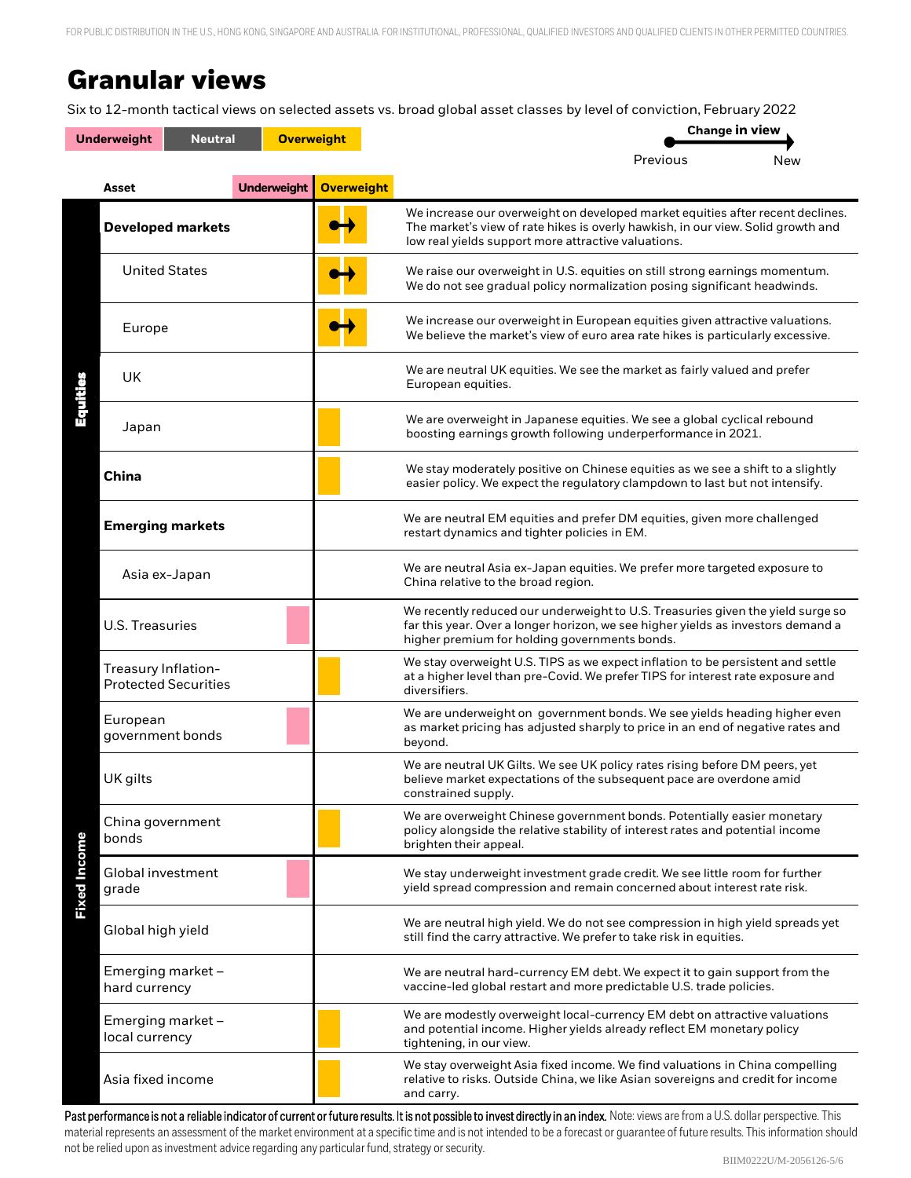FOR PUBLIC DISTRIBUTION IN THE U.S., HONG KONG, SINGAPORE AND AUSTRALIA. FOR INSTITUTIONAL, PROFESSIONAL, QUALIFIED INVESTORS AND QUALIFIED CLIENTS IN OTHER PERMITTED COUNTRIES.

# Granular views

Six to 12-month tactical views on selected assets vs. broad global asset classes by level of conviction, February 2022

Legend: Underweight | Neutral | Overweight — Change in view: Previous → New

| | Asset | Underweight | Overweight | |
|---|---|---|---|---|
| Equities | **Developed markets** | | Neutral → Overweight | We increase our overweight on developed market equities after recent declines. The market's view of rate hikes is overly hawkish, in our view. Solid growth and low real yields support more attractive valuations. |
| | United States | | Neutral → Overweight | We raise our overweight in U.S. equities on still strong earnings momentum. We do not see gradual policy normalization posing significant headwinds. |
| | Europe | | Neutral → Overweight | We increase our overweight in European equities given attractive valuations. We believe the market's view of euro area rate hikes is particularly excessive. |
| | UK | | | We are neutral UK equities. We see the market as fairly valued and prefer European equities. |
| | Japan | | Overweight | We are overweight in Japanese equities. We see a global cyclical rebound boosting earnings growth following underperformance in 2021. |
| | **China** | | Overweight | We stay moderately positive on Chinese equities as we see a shift to a slightly easier policy. We expect the regulatory clampdown to last but not intensify. |
| | **Emerging markets** | | | We are neutral EM equities and prefer DM equities, given more challenged restart dynamics and tighter policies in EM. |
| | Asia ex-Japan | | | We are neutral Asia ex-Japan equities. We prefer more targeted exposure to China relative to the broad region. |
| Fixed Income | U.S. Treasuries | Underweight | | We recently reduced our underweight to U.S. Treasuries given the yield surge so far this year. Over a longer horizon, we see higher yields as investors demand a higher premium for holding governments bonds. |
| | Treasury Inflation-Protected Securities | | Overweight | We stay overweight U.S. TIPS as we expect inflation to be persistent and settle at a higher level than pre-Covid. We prefer TIPS for interest rate exposure and diversifiers. |
| | European government bonds | Underweight | | We are underweight on government bonds. We see yields heading higher even as market pricing has adjusted sharply to price in an end of negative rates and beyond. |
| | UK gilts | | | We are neutral UK Gilts. We see UK policy rates rising before DM peers, yet believe market expectations of the subsequent pace are overdone amid constrained supply. |
| | China government bonds | | Overweight | We are overweight Chinese government bonds. Potentially easier monetary policy alongside the relative stability of interest rates and potential income brighten their appeal. |
| | Global investment grade | Underweight | | We stay underweight investment grade credit. We see little room for further yield spread compression and remain concerned about interest rate risk. |
| | Global high yield | | | We are neutral high yield. We do not see compression in high yield spreads yet still find the carry attractive. We prefer to take risk in equities. |
| | Emerging market – hard currency | | | We are neutral hard-currency EM debt. We expect it to gain support from the vaccine-led global restart and more predictable U.S. trade policies. |
| | Emerging market – local currency | | Overweight | We are modestly overweight local-currency EM debt on attractive valuations and potential income. Higher yields already reflect EM monetary policy tightening, in our view. |
| | Asia fixed income | | Overweight | We stay overweight Asia fixed income. We find valuations in China compelling relative to risks. Outside China, we like Asian sovereigns and credit for income and carry. |

**Past performance is not a reliable indicator of current or future results. It is not possible to invest directly in an index.** Note: views are from a U.S. dollar perspective. This material represents an assessment of the market environment at a specific time and is not intended to be a forecast or guarantee of future results. This information should not be relied upon as investment advice regarding any particular fund, strategy or security.

BIIM0222U/M-2056126-5/6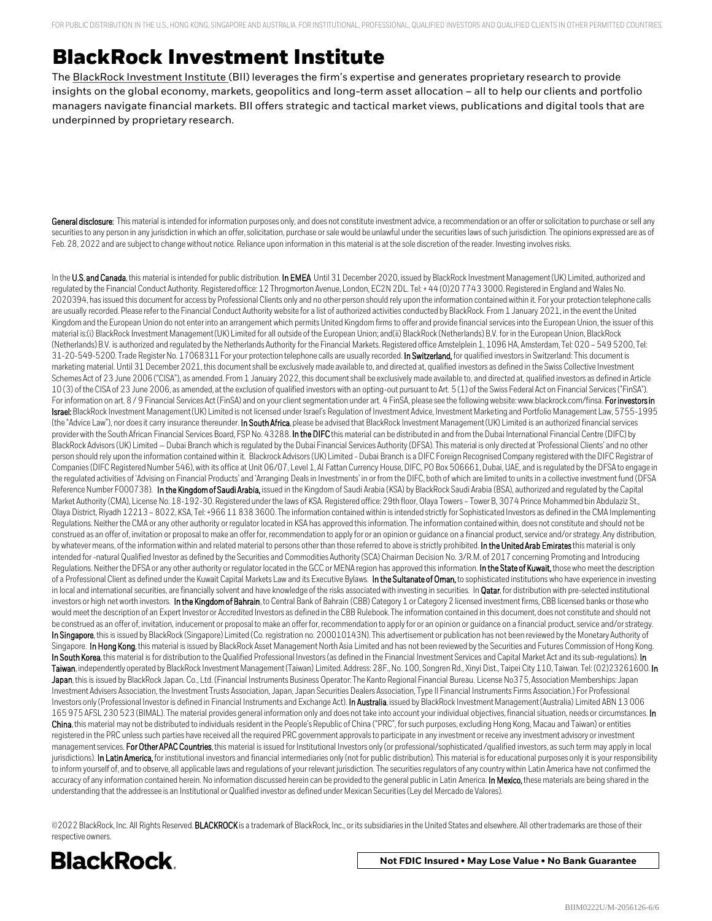FOR PUBLIC DISTRIBUTION IN THE U.S., HONG KONG, SINGAPORE AND AUSTRALIA. FOR INSTITUTIONAL, PROFESSIONAL, QUALIFIED INVESTORS AND QUALIFIED CLIENTS IN OTHER PERMITTED COUNTRIES.

# BlackRock Investment Institute

The BlackRock Investment Institute (BII) leverages the firm's expertise and generates proprietary research to provide insights on the global economy, markets, geopolitics and long-term asset allocation – all to help our clients and portfolio managers navigate financial markets. BII offers strategic and tactical market views, publications and digital tools that are underpinned by proprietary research.

**General disclosure:** This material is intended for information purposes only, and does not constitute investment advice, a recommendation or an offer or solicitation to purchase or sell any securities to any person in any jurisdiction in which an offer, solicitation, purchase or sale would be unlawful under the securities laws of such jurisdiction. The opinions expressed are as of Feb. 28, 2022 and are subject to change without notice. Reliance upon information in this material is at the sole discretion of the reader. Investing involves risks.

In the **U.S. and Canada**, this material is intended for public distribution. **In EMEA** Until 31 December 2020, issued by BlackRock Investment Management (UK) Limited, authorized and regulated by the Financial Conduct Authority. Registered office: 12 Throgmorton Avenue, London, EC2N 2DL. Tel: + 44 (0)20 7743 3000. Registered in England and Wales No. 2020394, has issued this document for access by Professional Clients only and no other person should rely upon the information contained within it. For your protection telephone calls are usually recorded. Please refer to the Financial Conduct Authority website for a list of authorized activities conducted by BlackRock. From 1 January 2021, in the event the United Kingdom and the European Union do not enter into an arrangement which permits United Kingdom firms to offer and provide financial services into the European Union, the issuer of this material is:(i) BlackRock Investment Management (UK) Limited for all outside of the European Union; and(ii) BlackRock (Netherlands) B.V. for in the European Union, BlackRock (Netherlands) B.V. is authorized and regulated by the Netherlands Authority for the Financial Markets. Registered office Amstelplein 1, 1096 HA, Amsterdam, Tel: 020 – 549 5200, Tel: 31-20-549-5200. Trade Register No. 17068311 For your protection telephone calls are usually recorded. **In Switzerland,** for qualified investors in Switzerland: This document is marketing material. Until 31 December 2021, this document shall be exclusively made available to, and directed at, qualified investors as defined in the Swiss Collective Investment Schemes Act of 23 June 2006 ("CISA"), as amended. From 1 January 2022, this document shall be exclusively made available to, and directed at, qualified investors as defined in Article 10 (3) of the CISA of 23 June 2006, as amended, at the exclusion of qualified investors with an opting-out pursuant to Art. 5 (1) of the Swiss Federal Act on Financial Services ("FinSA"). For information on art. 8 / 9 Financial Services Act (FinSA) and on your client segmentation under art. 4 FinSA, please see the following website: www.blackrock.com/finsa. **For investors in Israel:** BlackRock Investment Management (UK) Limited is not licensed under Israel's Regulation of Investment Advice, Investment Marketing and Portfolio Management Law, 5755-1995 (the "Advice Law"), nor does it carry insurance thereunder. **In South Africa**, please be advised that BlackRock Investment Management (UK) Limited is an authorized financial services provider with the South African Financial Services Board, FSP No. 43288. **In the DIFC** this material can be distributed in and from the Dubai International Financial Centre (DIFC) by BlackRock Advisors (UK) Limited — Dubai Branch which is regulated by the Dubai Financial Services Authority (DFSA). This material is only directed at 'Professional Clients' and no other person should rely upon the information contained within it. Blackrock Advisors (UK) Limited - Dubai Branch is a DIFC Foreign Recognised Company registered with the DIFC Registrar of Companies (DIFC Registered Number 546), with its office at Unit 06/07, Level 1, Al Fattan Currency House, DIFC, PO Box 506661, Dubai, UAE, and is regulated by the DFSA to engage in the regulated activities of 'Advising on Financial Products' and 'Arranging Deals in Investments' in or from the DIFC, both of which are limited to units in a collective investment fund (DFSA Reference Number F000738). **In the Kingdom of Saudi Arabia,** issued in the Kingdom of Saudi Arabia (KSA) by BlackRock Saudi Arabia (BSA), authorized and regulated by the Capital Market Authority (CMA), License No. 18-192-30. Registered under the laws of KSA. Registered office: 29th floor, Olaya Towers – Tower B, 3074 Prince Mohammed bin Abdulaziz St., Olaya District, Riyadh 12213 – 8022, KSA, Tel: +966 11 838 3600. The information contained within is intended strictly for Sophisticated Investors as defined in the CMA Implementing Regulations. Neither the CMA or any other authority or regulator located in KSA has approved this information. The information contained within, does not constitute and should not be construed as an offer of, invitation or proposal to make an offer for, recommendation to apply for or an opinion or guidance on a financial product, service and/or strategy. Any distribution, by whatever means, of the information within and related material to persons other than those referred to above is strictly prohibited. **In the United Arab Emirates** this material is only intended for -natural Qualified Investor as defined by the Securities and Commodities Authority (SCA) Chairman Decision No. 3/R.M. of 2017 concerning Promoting and Introducing Regulations. Neither the DFSA or any other authority or regulator located in the GCC or MENA region has approved this information. **In the State of Kuwait,** those who meet the description of a Professional Client as defined under the Kuwait Capital Markets Law and its Executive Bylaws. **In the Sultanate of Oman,** to sophisticated institutions who have experience in investing in local and international securities, are financially solvent and have knowledge of the risks associated with investing in securities. In **Qatar**, for distribution with pre-selected institutional investors or high net worth investors. **In the Kingdom of Bahrain**, to Central Bank of Bahrain (CBB) Category 1 or Category 2 licensed investment firms, CBB licensed banks or those who would meet the description of an Expert Investor or Accredited Investors as defined in the CBB Rulebook. The information contained in this document, does not constitute and should not be construed as an offer of, invitation, inducement or proposal to make an offer for, recommendation to apply for or an opinion or guidance on a financial product, service and/or strategy. **In Singapore**, this is issued by BlackRock (Singapore) Limited (Co. registration no. 200010143N). This advertisement or publication has not been reviewed by the Monetary Authority of Singapore. **In Hong Kong**, this material is issued by BlackRock Asset Management North Asia Limited and has not been reviewed by the Securities and Futures Commission of Hong Kong. **In South Korea**, this material is for distribution to the Qualified Professional Investors (as defined in the Financial Investment Services and Capital Market Act and its sub-regulations). **In Taiwan**, independently operated by BlackRock Investment Management (Taiwan) Limited. Address: 28F., No. 100, Songren Rd., Xinyi Dist., Taipei City 110, Taiwan. Tel: (02)23261600. **In Japan**, this is issued by BlackRock Japan. Co., Ltd. (Financial Instruments Business Operator: The Kanto Regional Financial Bureau. License No375, Association Memberships: Japan Investment Advisers Association, the Investment Trusts Association, Japan, Japan Securities Dealers Association, Type II Financial Instruments Firms Association.) For Professional Investors only (Professional Investor is defined in Financial Instruments and Exchange Act). **In Australia**, issued by BlackRock Investment Management (Australia) Limited ABN 13 006 165 975 AFSL 230 523 (BIMAL). The material provides general information only and does not take into account your individual objectives, financial situation, needs or circumstances. **In China**, this material may not be distributed to individuals resident in the People's Republic of China ("PRC", for such purposes, excluding Hong Kong, Macau and Taiwan) or entities registered in the PRC unless such parties have received all the required PRC government approvals to participate in any investment or receive any investment advisory or investment management services. **For Other APAC Countries**, this material is issued for Institutional Investors only (or professional/sophisticated /qualified investors, as such term may apply in local jurisdictions). **In Latin America,** for institutional investors and financial intermediaries only (not for public distribution). This material is for educational purposes only it is your responsibility to inform yourself of, and to observe, all applicable laws and regulations of your relevant jurisdiction. The securities regulators of any country within Latin America have not confirmed the accuracy of any information contained herein. No information discussed herein can be provided to the general public in Latin America. **In Mexico,** these materials are being shared in the understanding that the addressee is an Institutional or Qualified investor as defined under Mexican Securities (Ley del Mercado de Valores).

©2022 BlackRock, Inc. All Rights Reserved. **BLACKROCK** is a trademark of BlackRock, Inc., or its subsidiaries in the United States and elsewhere. All other trademarks are those of their respective owners.

**BlackRock.**

**Not FDIC Insured • May Lose Value • No Bank Guarantee**

BIIM0222U/M-2056126-6/6